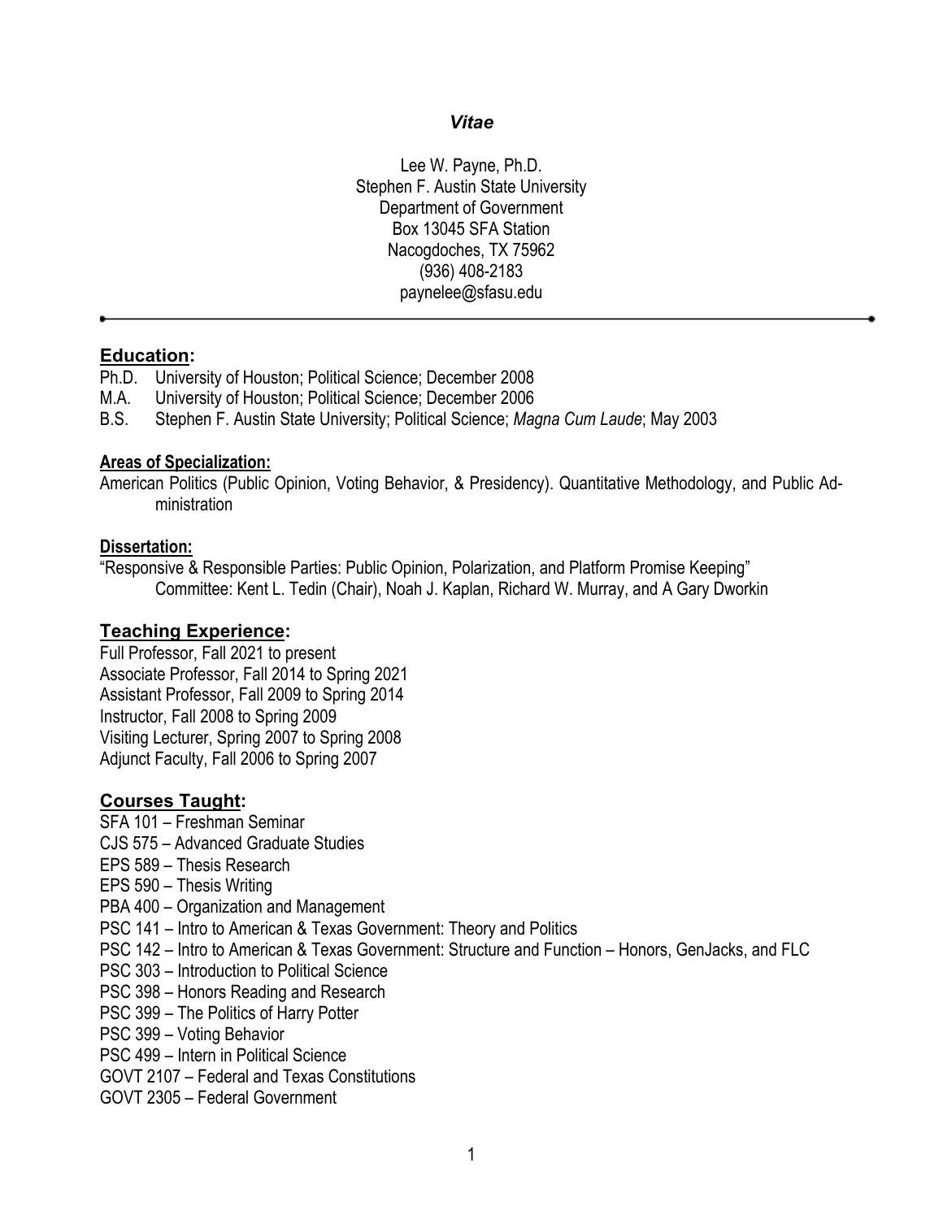# *Vitae*

Lee W. Payne, Ph.D.
Stephen F. Austin State University
Department of Government
Box 13045 SFA Station
Nacogdoches, TX 75962
(936) 408-2183
paynelee@sfasu.edu

---

## Education:

Ph.D. University of Houston; Political Science; December 2008
M.A. University of Houston; Political Science; December 2006
B.S. Stephen F. Austin State University; Political Science; *Magna Cum Laude*; May 2003

### Areas of Specialization:

American Politics (Public Opinion, Voting Behavior, & Presidency). Quantitative Methodology, and Public Administration

### Dissertation:

"Responsive & Responsible Parties: Public Opinion, Polarization, and Platform Promise Keeping"
Committee: Kent L. Tedin (Chair), Noah J. Kaplan, Richard W. Murray, and A Gary Dworkin

## Teaching Experience:

Full Professor, Fall 2021 to present
Associate Professor, Fall 2014 to Spring 2021
Assistant Professor, Fall 2009 to Spring 2014
Instructor, Fall 2008 to Spring 2009
Visiting Lecturer, Spring 2007 to Spring 2008
Adjunct Faculty, Fall 2006 to Spring 2007

## Courses Taught:

SFA 101 – Freshman Seminar
CJS 575 – Advanced Graduate Studies
EPS 589 – Thesis Research
EPS 590 – Thesis Writing
PBA 400 – Organization and Management
PSC 141 – Intro to American & Texas Government: Theory and Politics
PSC 142 – Intro to American & Texas Government: Structure and Function – Honors, GenJacks, and FLC
PSC 303 – Introduction to Political Science
PSC 398 – Honors Reading and Research
PSC 399 – The Politics of Harry Potter
PSC 399 – Voting Behavior
PSC 499 – Intern in Political Science
GOVT 2107 – Federal and Texas Constitutions
GOVT 2305 – Federal Government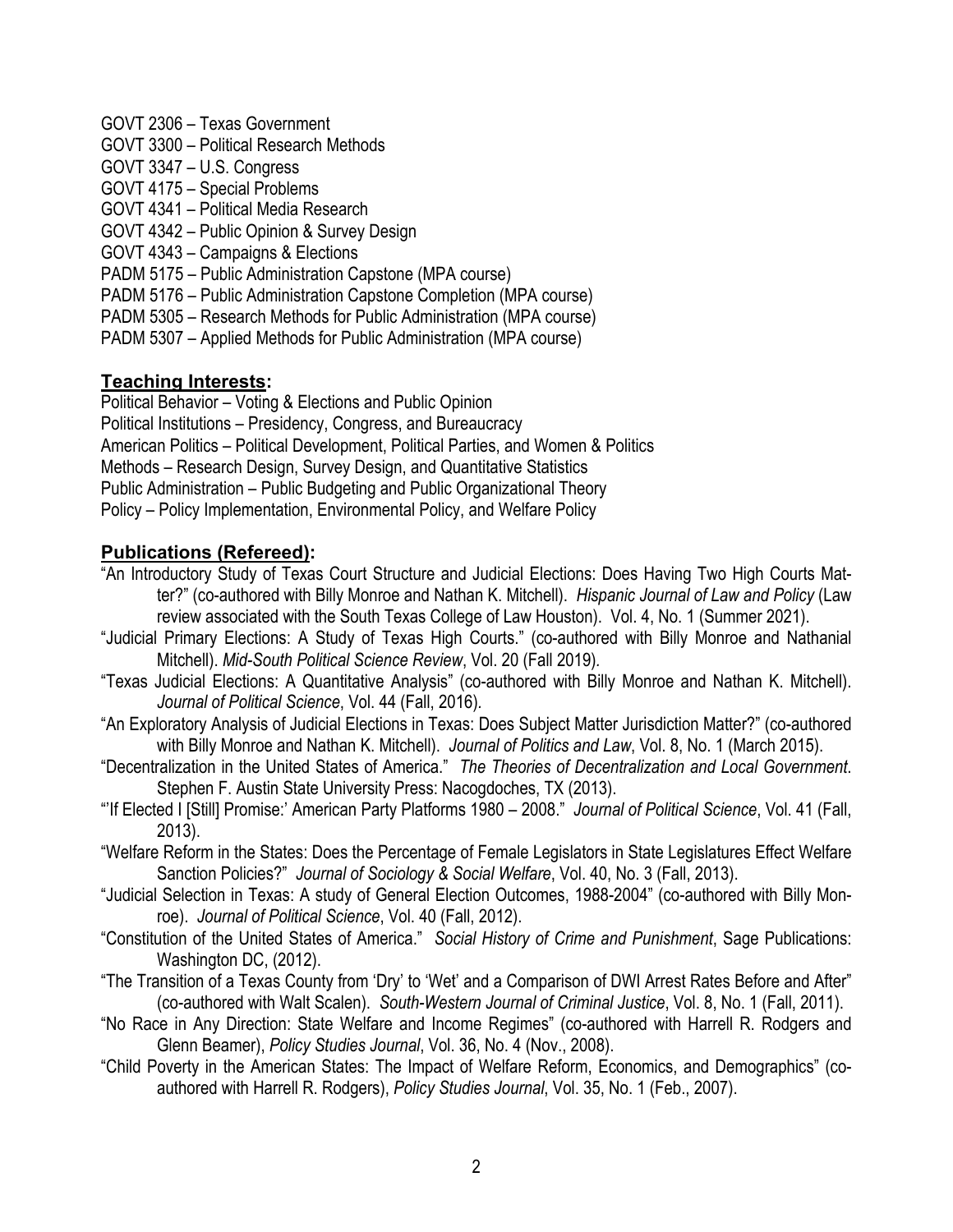GOVT 2306 – Texas Government
GOVT 3300 – Political Research Methods
GOVT 3347 – U.S. Congress
GOVT 4175 – Special Problems
GOVT 4341 – Political Media Research
GOVT 4342 – Public Opinion & Survey Design
GOVT 4343 – Campaigns & Elections
PADM 5175 – Public Administration Capstone (MPA course)
PADM 5176 – Public Administration Capstone Completion (MPA course)
PADM 5305 – Research Methods for Public Administration (MPA course)
PADM 5307 – Applied Methods for Public Administration (MPA course)

## Teaching Interests:

Political Behavior – Voting & Elections and Public Opinion
Political Institutions – Presidency, Congress, and Bureaucracy
American Politics – Political Development, Political Parties, and Women & Politics
Methods – Research Design, Survey Design, and Quantitative Statistics
Public Administration – Public Budgeting and Public Organizational Theory
Policy – Policy Implementation, Environmental Policy, and Welfare Policy

## Publications (Refereed):

"An Introductory Study of Texas Court Structure and Judicial Elections: Does Having Two High Courts Matter?" (co-authored with Billy Monroe and Nathan K. Mitchell). *Hispanic Journal of Law and Policy* (Law review associated with the South Texas College of Law Houston). Vol. 4, No. 1 (Summer 2021).

"Judicial Primary Elections: A Study of Texas High Courts." (co-authored with Billy Monroe and Nathanial Mitchell). *Mid-South Political Science Review*, Vol. 20 (Fall 2019).

"Texas Judicial Elections: A Quantitative Analysis" (co-authored with Billy Monroe and Nathan K. Mitchell). *Journal of Political Science*, Vol. 44 (Fall, 2016).

"An Exploratory Analysis of Judicial Elections in Texas: Does Subject Matter Jurisdiction Matter?" (co-authored with Billy Monroe and Nathan K. Mitchell). *Journal of Politics and Law*, Vol. 8, No. 1 (March 2015).

"Decentralization in the United States of America." *The Theories of Decentralization and Local Government*. Stephen F. Austin State University Press: Nacogdoches, TX (2013).

"'If Elected I [Still] Promise:' American Party Platforms 1980 – 2008." *Journal of Political Science*, Vol. 41 (Fall, 2013).

"Welfare Reform in the States: Does the Percentage of Female Legislators in State Legislatures Effect Welfare Sanction Policies?" *Journal of Sociology & Social Welfare*, Vol. 40, No. 3 (Fall, 2013).

"Judicial Selection in Texas: A study of General Election Outcomes, 1988-2004" (co-authored with Billy Monroe). *Journal of Political Science*, Vol. 40 (Fall, 2012).

"Constitution of the United States of America." *Social History of Crime and Punishment*, Sage Publications: Washington DC, (2012).

"The Transition of a Texas County from 'Dry' to 'Wet' and a Comparison of DWI Arrest Rates Before and After" (co-authored with Walt Scalen). *South-Western Journal of Criminal Justice*, Vol. 8, No. 1 (Fall, 2011).

"No Race in Any Direction: State Welfare and Income Regimes" (co-authored with Harrell R. Rodgers and Glenn Beamer), *Policy Studies Journal*, Vol. 36, No. 4 (Nov., 2008).

"Child Poverty in the American States: The Impact of Welfare Reform, Economics, and Demographics" (co-authored with Harrell R. Rodgers), *Policy Studies Journal*, Vol. 35, No. 1 (Feb., 2007).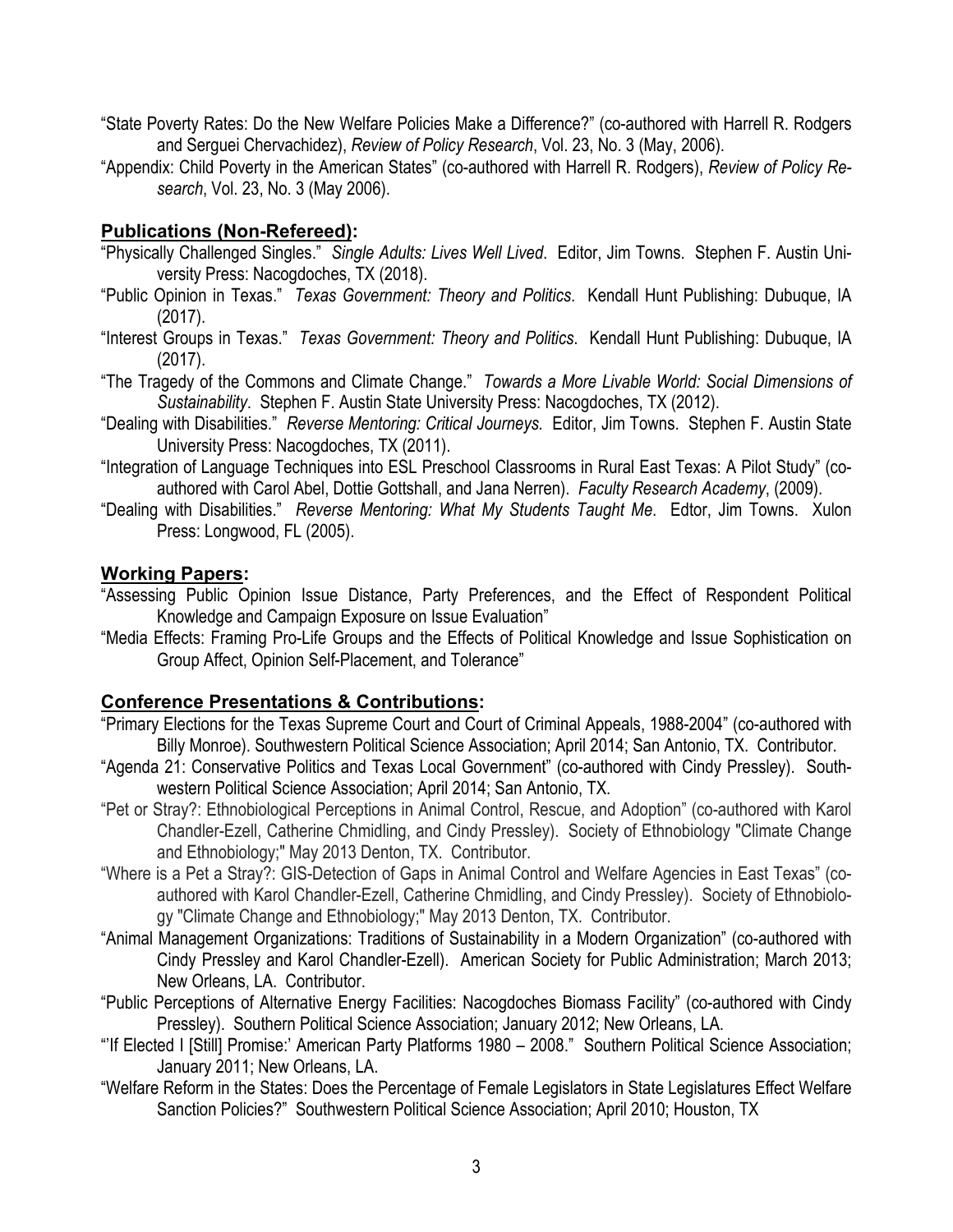"State Poverty Rates: Do the New Welfare Policies Make a Difference?" (co-authored with Harrell R. Rodgers and Serguei Chervachidez), *Review of Policy Research*, Vol. 23, No. 3 (May, 2006).

"Appendix: Child Poverty in the American States" (co-authored with Harrell R. Rodgers), *Review of Policy Research*, Vol. 23, No. 3 (May 2006).

## Publications (Non-Refereed):

"Physically Challenged Singles." *Single Adults: Lives Well Lived*. Editor, Jim Towns. Stephen F. Austin University Press: Nacogdoches, TX (2018).

"Public Opinion in Texas." *Texas Government: Theory and Politics*. Kendall Hunt Publishing: Dubuque, IA (2017).

"Interest Groups in Texas." *Texas Government: Theory and Politics*. Kendall Hunt Publishing: Dubuque, IA (2017).

"The Tragedy of the Commons and Climate Change." *Towards a More Livable World: Social Dimensions of Sustainability*. Stephen F. Austin State University Press: Nacogdoches, TX (2012).

"Dealing with Disabilities." *Reverse Mentoring: Critical Journeys.* Editor, Jim Towns. Stephen F. Austin State University Press: Nacogdoches, TX (2011).

"Integration of Language Techniques into ESL Preschool Classrooms in Rural East Texas: A Pilot Study" (co-authored with Carol Abel, Dottie Gottshall, and Jana Nerren). *Faculty Research Academy*, (2009).

"Dealing with Disabilities." *Reverse Mentoring: What My Students Taught Me.* Edtor, Jim Towns. Xulon Press: Longwood, FL (2005).

## Working Papers:

"Assessing Public Opinion Issue Distance, Party Preferences, and the Effect of Respondent Political Knowledge and Campaign Exposure on Issue Evaluation"

"Media Effects: Framing Pro-Life Groups and the Effects of Political Knowledge and Issue Sophistication on Group Affect, Opinion Self-Placement, and Tolerance"

## Conference Presentations & Contributions:

"Primary Elections for the Texas Supreme Court and Court of Criminal Appeals, 1988-2004" (co-authored with Billy Monroe). Southwestern Political Science Association; April 2014; San Antonio, TX. Contributor.

"Agenda 21: Conservative Politics and Texas Local Government" (co-authored with Cindy Pressley). Southwestern Political Science Association; April 2014; San Antonio, TX.

"Pet or Stray?: Ethnobiological Perceptions in Animal Control, Rescue, and Adoption" (co-authored with Karol Chandler-Ezell, Catherine Chmidling, and Cindy Pressley). Society of Ethnobiology "Climate Change and Ethnobiology;" May 2013 Denton, TX. Contributor.

"Where is a Pet a Stray?: GIS-Detection of Gaps in Animal Control and Welfare Agencies in East Texas" (co-authored with Karol Chandler-Ezell, Catherine Chmidling, and Cindy Pressley). Society of Ethnobiology "Climate Change and Ethnobiology;" May 2013 Denton, TX. Contributor.

"Animal Management Organizations: Traditions of Sustainability in a Modern Organization" (co-authored with Cindy Pressley and Karol Chandler-Ezell). American Society for Public Administration; March 2013; New Orleans, LA. Contributor.

"Public Perceptions of Alternative Energy Facilities: Nacogdoches Biomass Facility" (co-authored with Cindy Pressley). Southern Political Science Association; January 2012; New Orleans, LA.

"'If Elected I [Still] Promise:' American Party Platforms 1980 – 2008." Southern Political Science Association; January 2011; New Orleans, LA.

"Welfare Reform in the States: Does the Percentage of Female Legislators in State Legislatures Effect Welfare Sanction Policies?" Southwestern Political Science Association; April 2010; Houston, TX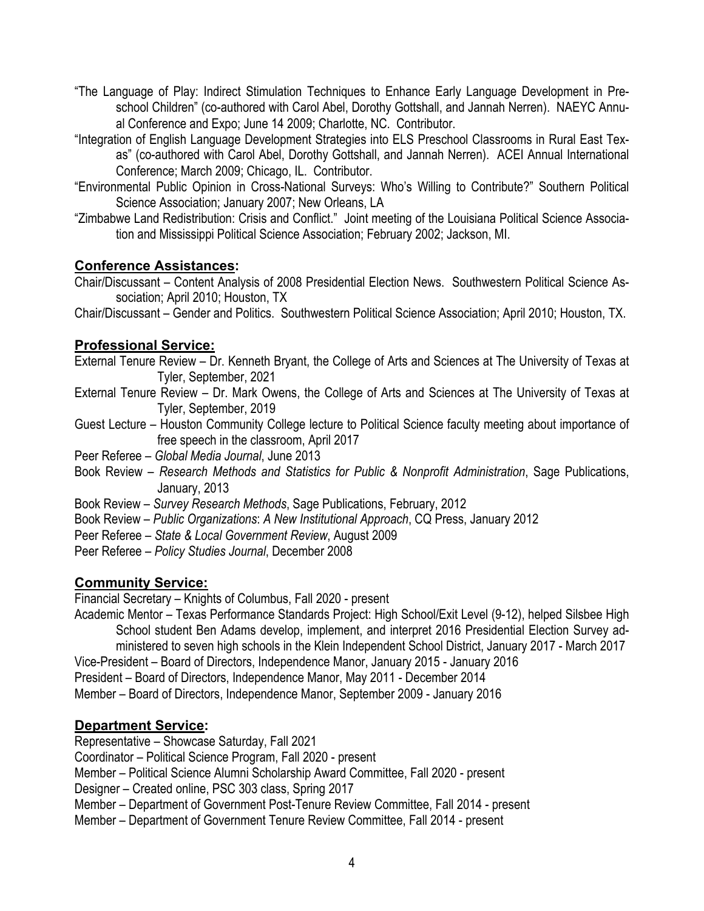"The Language of Play: Indirect Stimulation Techniques to Enhance Early Language Development in Pre-school Children" (co-authored with Carol Abel, Dorothy Gottshall, and Jannah Nerren). NAEYC Annual Conference and Expo; June 14 2009; Charlotte, NC. Contributor.

"Integration of English Language Development Strategies into ELS Preschool Classrooms in Rural East Texas" (co-authored with Carol Abel, Dorothy Gottshall, and Jannah Nerren). ACEI Annual International Conference; March 2009; Chicago, IL. Contributor.

"Environmental Public Opinion in Cross-National Surveys: Who's Willing to Contribute?" Southern Political Science Association; January 2007; New Orleans, LA

"Zimbabwe Land Redistribution: Crisis and Conflict." Joint meeting of the Louisiana Political Science Association and Mississippi Political Science Association; February 2002; Jackson, MI.

## Conference Assistances:

Chair/Discussant – Content Analysis of 2008 Presidential Election News. Southwestern Political Science Association; April 2010; Houston, TX

Chair/Discussant – Gender and Politics. Southwestern Political Science Association; April 2010; Houston, TX.

## Professional Service:

External Tenure Review – Dr. Kenneth Bryant, the College of Arts and Sciences at The University of Texas at Tyler, September, 2021

External Tenure Review – Dr. Mark Owens, the College of Arts and Sciences at The University of Texas at Tyler, September, 2019

Guest Lecture – Houston Community College lecture to Political Science faculty meeting about importance of free speech in the classroom, April 2017

Peer Referee – *Global Media Journal*, June 2013

Book Review – *Research Methods and Statistics for Public & Nonprofit Administration*, Sage Publications, January, 2013

Book Review – *Survey Research Methods*, Sage Publications, February, 2012

Book Review – *Public Organizations*: *A New Institutional Approach*, CQ Press, January 2012

Peer Referee – *State & Local Government Review*, August 2009

Peer Referee – *Policy Studies Journal*, December 2008

## Community Service:

Financial Secretary – Knights of Columbus, Fall 2020 - present

Academic Mentor – Texas Performance Standards Project: High School/Exit Level (9-12), helped Silsbee High School student Ben Adams develop, implement, and interpret 2016 Presidential Election Survey administered to seven high schools in the Klein Independent School District, January 2017 - March 2017

Vice-President – Board of Directors, Independence Manor, January 2015 - January 2016

President – Board of Directors, Independence Manor, May 2011 - December 2014

Member – Board of Directors, Independence Manor, September 2009 - January 2016

## Department Service:

Representative – Showcase Saturday, Fall 2021

Coordinator – Political Science Program, Fall 2020 - present

Member – Political Science Alumni Scholarship Award Committee, Fall 2020 - present

Designer – Created online, PSC 303 class, Spring 2017

Member – Department of Government Post-Tenure Review Committee, Fall 2014 - present

Member – Department of Government Tenure Review Committee, Fall 2014 - present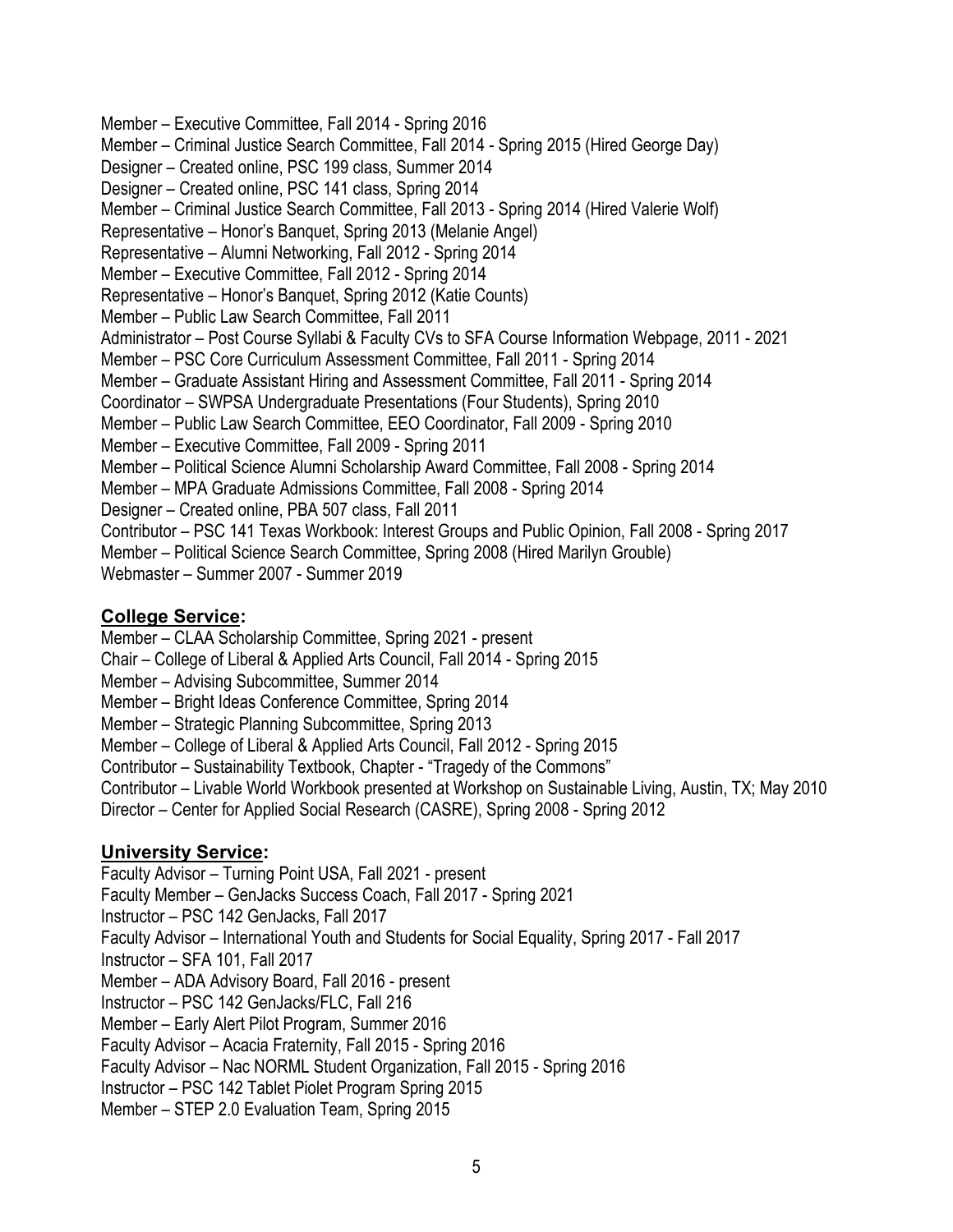Member – Executive Committee, Fall 2014 - Spring 2016
Member – Criminal Justice Search Committee, Fall 2014 - Spring 2015 (Hired George Day)
Designer – Created online, PSC 199 class, Summer 2014
Designer – Created online, PSC 141 class, Spring 2014
Member – Criminal Justice Search Committee, Fall 2013 - Spring 2014 (Hired Valerie Wolf)
Representative – Honor's Banquet, Spring 2013 (Melanie Angel)
Representative – Alumni Networking, Fall 2012 - Spring 2014
Member – Executive Committee, Fall 2012 - Spring 2014
Representative – Honor's Banquet, Spring 2012 (Katie Counts)
Member – Public Law Search Committee, Fall 2011
Administrator – Post Course Syllabi & Faculty CVs to SFA Course Information Webpage, 2011 - 2021
Member – PSC Core Curriculum Assessment Committee, Fall 2011 - Spring 2014
Member – Graduate Assistant Hiring and Assessment Committee, Fall 2011 - Spring 2014
Coordinator – SWPSA Undergraduate Presentations (Four Students), Spring 2010
Member – Public Law Search Committee, EEO Coordinator, Fall 2009 - Spring 2010
Member – Executive Committee, Fall 2009 - Spring 2011
Member – Political Science Alumni Scholarship Award Committee, Fall 2008 - Spring 2014
Member – MPA Graduate Admissions Committee, Fall 2008 - Spring 2014
Designer – Created online, PBA 507 class, Fall 2011
Contributor – PSC 141 Texas Workbook: Interest Groups and Public Opinion, Fall 2008 - Spring 2017
Member – Political Science Search Committee, Spring 2008 (Hired Marilyn Grouble)
Webmaster – Summer 2007 - Summer 2019

## College Service:

Member – CLAA Scholarship Committee, Spring 2021 - present
Chair – College of Liberal & Applied Arts Council, Fall 2014 - Spring 2015
Member – Advising Subcommittee, Summer 2014
Member – Bright Ideas Conference Committee, Spring 2014
Member – Strategic Planning Subcommittee, Spring 2013
Member – College of Liberal & Applied Arts Council, Fall 2012 - Spring 2015
Contributor – Sustainability Textbook, Chapter - "Tragedy of the Commons"
Contributor – Livable World Workbook presented at Workshop on Sustainable Living, Austin, TX; May 2010
Director – Center for Applied Social Research (CASRE), Spring 2008 - Spring 2012

## University Service:

Faculty Advisor – Turning Point USA, Fall 2021 - present
Faculty Member – GenJacks Success Coach, Fall 2017 - Spring 2021
Instructor – PSC 142 GenJacks, Fall 2017
Faculty Advisor – International Youth and Students for Social Equality, Spring 2017 - Fall 2017
Instructor – SFA 101, Fall 2017
Member – ADA Advisory Board, Fall 2016 - present
Instructor – PSC 142 GenJacks/FLC, Fall 216
Member – Early Alert Pilot Program, Summer 2016
Faculty Advisor – Acacia Fraternity, Fall 2015 - Spring 2016
Faculty Advisor – Nac NORML Student Organization, Fall 2015 - Spring 2016
Instructor – PSC 142 Tablet Piolet Program Spring 2015
Member – STEP 2.0 Evaluation Team, Spring 2015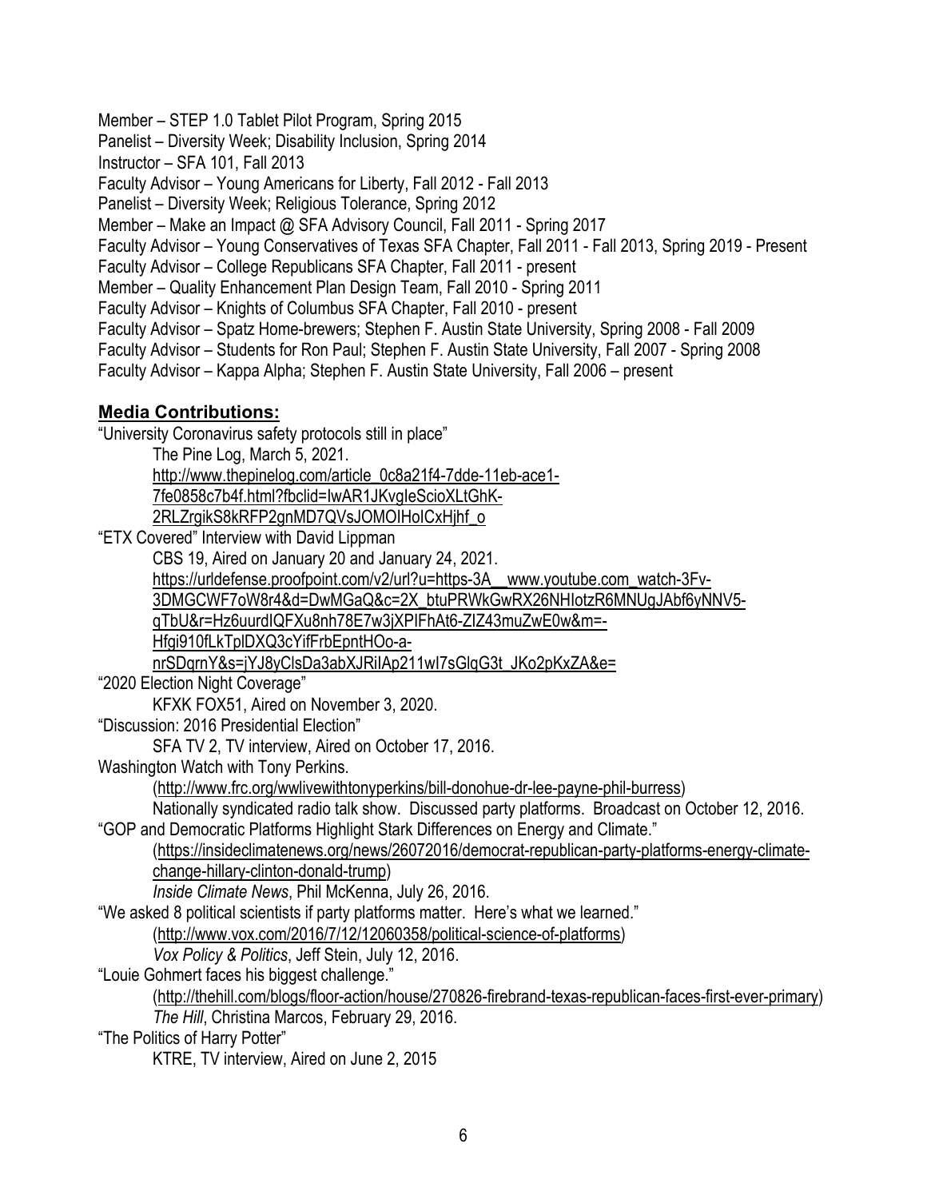Member – STEP 1.0 Tablet Pilot Program, Spring 2015
Panelist – Diversity Week; Disability Inclusion, Spring 2014
Instructor – SFA 101, Fall 2013
Faculty Advisor – Young Americans for Liberty, Fall 2012 - Fall 2013
Panelist – Diversity Week; Religious Tolerance, Spring 2012
Member – Make an Impact @ SFA Advisory Council, Fall 2011 - Spring 2017
Faculty Advisor – Young Conservatives of Texas SFA Chapter, Fall 2011 - Fall 2013, Spring 2019 - Present
Faculty Advisor – College Republicans SFA Chapter, Fall 2011 - present
Member – Quality Enhancement Plan Design Team, Fall 2010 - Spring 2011
Faculty Advisor – Knights of Columbus SFA Chapter, Fall 2010 - present
Faculty Advisor – Spatz Home-brewers; Stephen F. Austin State University, Spring 2008 - Fall 2009
Faculty Advisor – Students for Ron Paul; Stephen F. Austin State University, Fall 2007 - Spring 2008
Faculty Advisor – Kappa Alpha; Stephen F. Austin State University, Fall 2006 – present

## Media Contributions:

"University Coronavirus safety protocols still in place"
The Pine Log, March 5, 2021.
http://www.thepinelog.com/article_0c8a21f4-7dde-11eb-ace1-7fe0858c7b4f.html?fbclid=IwAR1JKvgIeScioXLtGhK-2RLZrgikS8kRFP2gnMD7QVsJOMOIHoICxHjhf_o

"ETX Covered" Interview with David Lippman
CBS 19, Aired on January 20 and January 24, 2021.
https://urldefense.proofpoint.com/v2/url?u=https-3A__www.youtube.com_watch-3Fv-3DMGCWF7oW8r4&d=DwMGaQ&c=2X_btuPRWkGwRX26NHIotzR6MNUgJAbf6yNNV5-qTbU&r=Hz6uurdIQFXu8nh78E7w3jXPlFhAt6-ZlZ43muZwE0w&m=-Hfgi910fLkTplDXQ3cYifFrbEpntHOo-a-nrSDqrnY&s=jYJ8yClsDa3abXJRiIAp211wI7sGlqG3t_JKo2pKxZA&e=

"2020 Election Night Coverage"
KFXK FOX51, Aired on November 3, 2020.

"Discussion: 2016 Presidential Election"
SFA TV 2, TV interview, Aired on October 17, 2016.

Washington Watch with Tony Perkins.
(http://www.frc.org/wwlivewithtonyperkins/bill-donohue-dr-lee-payne-phil-burress)
Nationally syndicated radio talk show. Discussed party platforms. Broadcast on October 12, 2016.

"GOP and Democratic Platforms Highlight Stark Differences on Energy and Climate."
(https://insideclimatenews.org/news/26072016/democrat-republican-party-platforms-energy-climate-change-hillary-clinton-donald-trump)
*Inside Climate News*, Phil McKenna, July 26, 2016.

"We asked 8 political scientists if party platforms matter. Here's what we learned."
(http://www.vox.com/2016/7/12/12060358/political-science-of-platforms)
*Vox Policy & Politics*, Jeff Stein, July 12, 2016.

"Louie Gohmert faces his biggest challenge."
(http://thehill.com/blogs/floor-action/house/270826-firebrand-texas-republican-faces-first-ever-primary)
*The Hill*, Christina Marcos, February 29, 2016.

"The Politics of Harry Potter"
KTRE, TV interview, Aired on June 2, 2015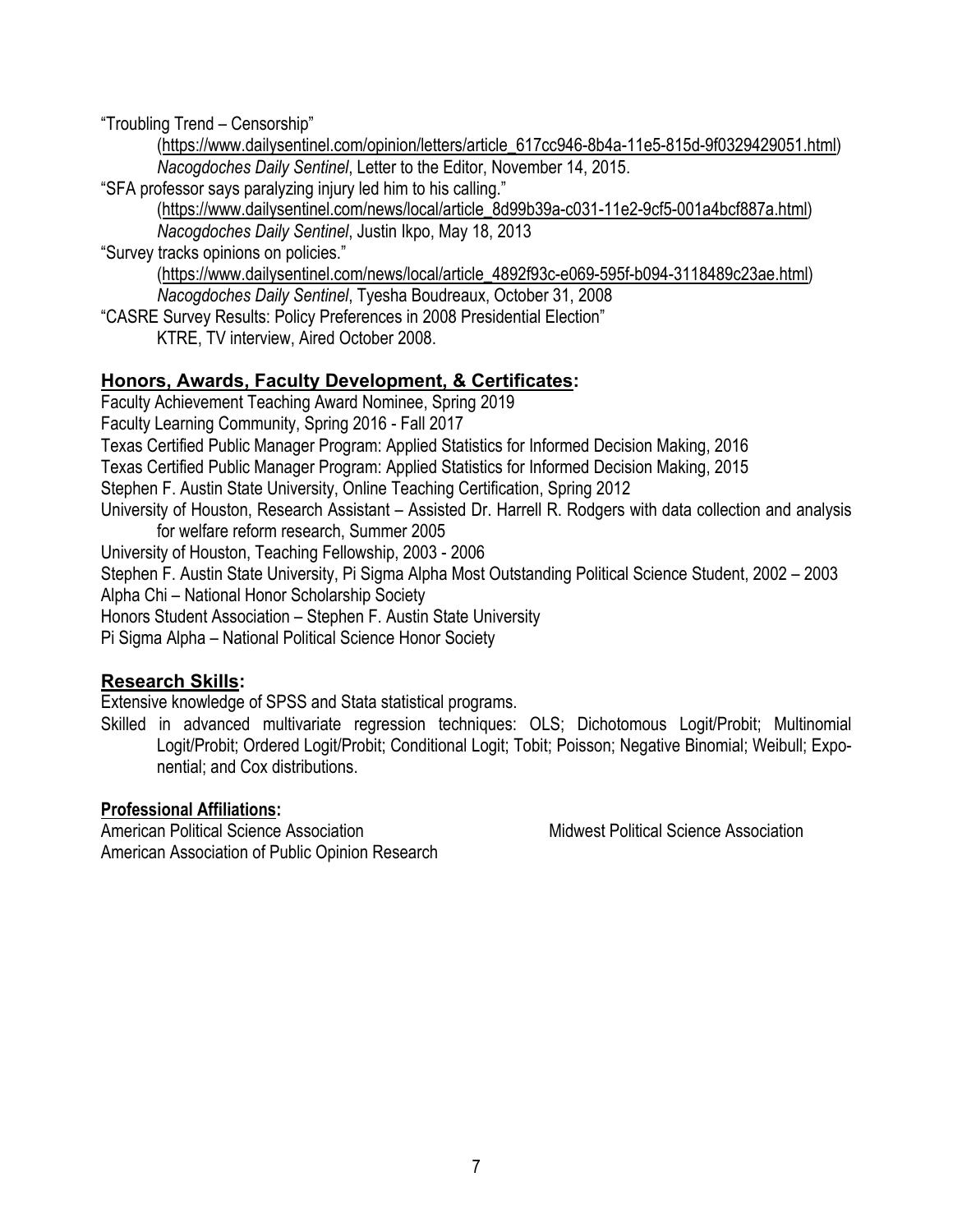"Troubling Trend – Censorship"
(https://www.dailysentinel.com/opinion/letters/article_617cc946-8b4a-11e5-815d-9f0329429051.html)
*Nacogdoches Daily Sentinel*, Letter to the Editor, November 14, 2015.

"SFA professor says paralyzing injury led him to his calling."
(https://www.dailysentinel.com/news/local/article_8d99b39a-c031-11e2-9cf5-001a4bcf887a.html)
*Nacogdoches Daily Sentinel*, Justin Ikpo, May 18, 2013

"Survey tracks opinions on policies."
(https://www.dailysentinel.com/news/local/article_4892f93c-e069-595f-b094-3118489c23ae.html)
*Nacogdoches Daily Sentinel*, Tyesha Boudreaux, October 31, 2008

"CASRE Survey Results: Policy Preferences in 2008 Presidential Election"
KTRE, TV interview, Aired October 2008.

## Honors, Awards, Faculty Development, & Certificates:

Faculty Achievement Teaching Award Nominee, Spring 2019
Faculty Learning Community, Spring 2016 - Fall 2017
Texas Certified Public Manager Program: Applied Statistics for Informed Decision Making, 2016
Texas Certified Public Manager Program: Applied Statistics for Informed Decision Making, 2015
Stephen F. Austin State University, Online Teaching Certification, Spring 2012
University of Houston, Research Assistant – Assisted Dr. Harrell R. Rodgers with data collection and analysis for welfare reform research, Summer 2005
University of Houston, Teaching Fellowship, 2003 - 2006
Stephen F. Austin State University, Pi Sigma Alpha Most Outstanding Political Science Student, 2002 – 2003
Alpha Chi – National Honor Scholarship Society
Honors Student Association – Stephen F. Austin State University
Pi Sigma Alpha – National Political Science Honor Society

## Research Skills:

Extensive knowledge of SPSS and Stata statistical programs.
Skilled in advanced multivariate regression techniques: OLS; Dichotomous Logit/Probit; Multinomial Logit/Probit; Ordered Logit/Probit; Conditional Logit; Tobit; Poisson; Negative Binomial; Weibull; Exponential; and Cox distributions.

### Professional Affiliations:

American Political Science Association
Midwest Political Science Association
American Association of Public Opinion Research